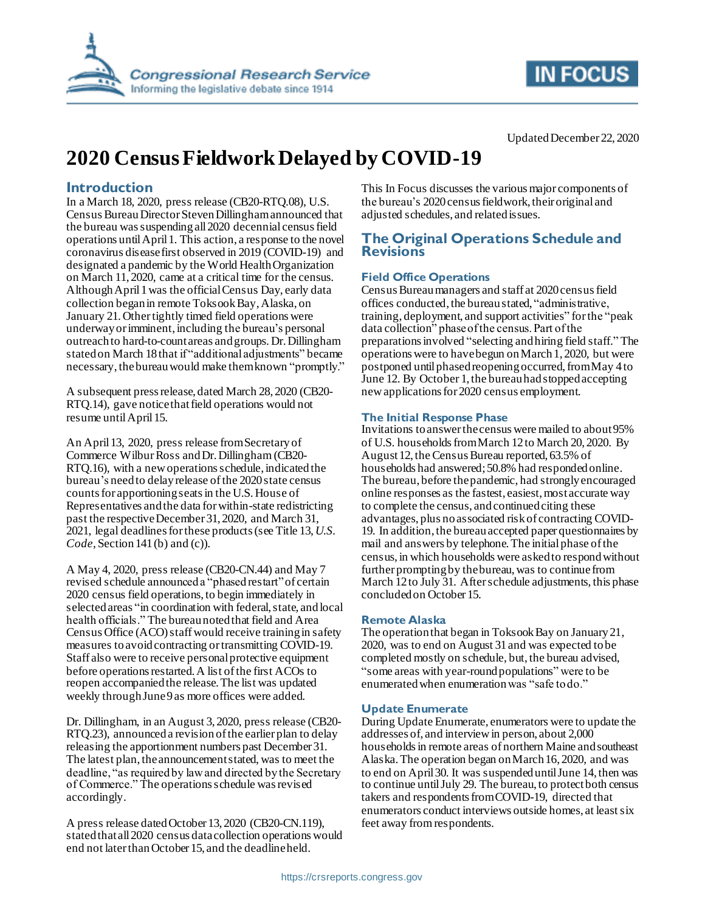Updated December 22, 2020

# 2020 Census Fieldwork Delayed by COVID-19

## Introduction

In a March 18, 2020, press release (CB20-RTQ.08), U.S. Census Bureau Director Steven Dillingham announced that the bureau was suspending all 2020 decennial census field operations until April 1. This action, a response to the novel coronavirus disease first observed in 2019 (COVID-19) and designated a pandemic by the World Health Organization on March 11, 2020, came at a critical time for the census. Although April 1 was the official Census Day, early data collection began in remote Toksook Bay, Alaska, on January 21. Other tightly timed field operations were underway or imminent, including the bureau's personal outreach to hard-to-count areas and groups. Dr. Dillingham stated on March 18 that if "additional adjustments" became necessary, the bureau would make them known "promptly."

A subsequent press release, dated March 28, 2020 (CB20-RTQ.14), gave notice that field operations would not resume until April 15.

An April 13, 2020, press release from Secretary of Commerce Wilbur Ross and Dr. Dillingham (CB20-RTQ.16), with a new operations schedule, indicated the bureau's need to delay release of the 2020 state census counts for apportioning seats in the U.S. House of Representatives and the data for within-state redistricting past the respective December 31, 2020, and March 31, 2021, legal deadlines for these products (see Title 13, *U.S. Code*, Section 141 (b) and (c)).

A May 4, 2020, press release (CB20-CN.44) and May 7 revised schedule announced a "phased restart" of certain 2020 census field operations, to begin immediately in selected areas "in coordination with federal, state, and local health officials." The bureau noted that field and Area Census Office (ACO) staff would receive training in safety measures to avoid contracting or transmitting COVID-19. Staff also were to receive personal protective equipment before operations restarted. A list of the first ACOs to reopen accompanied the release. The list was updated weekly through June 9 as more offices were added.

Dr. Dillingham, in an August 3, 2020, press release (CB20-RTQ.23), announced a revision of the earlier plan to delay releasing the apportionment numbers past December 31. The latest plan, the announcement stated, was to meet the deadline, "as required by law and directed by the Secretary of Commerce." The operations schedule was revised accordingly.

A press release dated October 13, 2020 (CB20-CN.119), stated that all 2020 census data collection operations would end not later than October 15, and the deadline held.

This In Focus discusses the various major components of the bureau's 2020 census fieldwork, their original and adjusted schedules, and related issues.

## The Original Operations Schedule and Revisions

### Field Office Operations

Census Bureau managers and staff at 2020 census field offices conducted, the bureau stated, "administrative, training, deployment, and support activities" for the "peak data collection" phase of the census. Part of the preparations involved "selecting and hiring field staff." The operations were to have begun on March 1, 2020, but were postponed until phased reopening occurred, from May 4 to June 12. By October 1, the bureau had stopped accepting new applications for 2020 census employment.

### The Initial Response Phase

Invitations to answer the census were mailed to about 95% of U.S. households from March 12 to March 20, 2020. By August 12, the Census Bureau reported, 63.5% of households had answered; 50.8% had responded online. The bureau, before the pandemic, had strongly encouraged online responses as the fastest, easiest, most accurate way to complete the census, and continued citing these advantages, plus no associated risk of contracting COVID-19. In addition, the bureau accepted paper questionnaires by mail and answers by telephone. The initial phase of the census, in which households were asked to respond without further prompting by the bureau, was to continue from March 12 to July 31. After schedule adjustments, this phase concluded on October 15.

### Remote Alaska

The operation that began in Toksook Bay on January 21, 2020, was to end on August 31 and was expected to be completed mostly on schedule, but, the bureau advised, "some areas with year-round populations" were to be enumerated when enumeration was "safe to do."

### Update Enumerate

During Update Enumerate, enumerators were to update the addresses of, and interview in person, about 2,000 households in remote areas of northern Maine and southeast Alaska. The operation began on March 16, 2020, and was to end on April 30. It was suspended until June 14, then was to continue until July 29. The bureau, to protect both census takers and respondents from COVID-19, directed that enumerators conduct interviews outside homes, at least six feet away from respondents.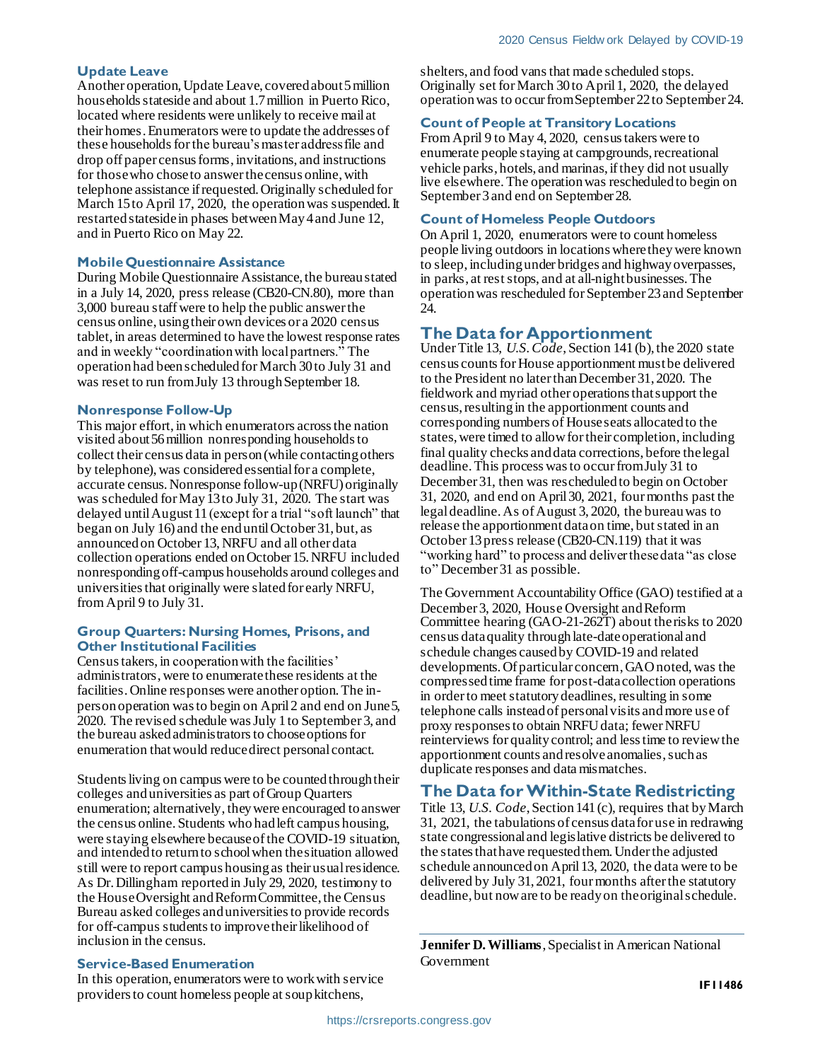### Update Leave

Another operation, Update Leave, covered about 5 million households stateside and about 1.7 million in Puerto Rico, located where residents were unlikely to receive mail at their homes. Enumerators were to update the addresses of these households for the bureau's master address file and drop off paper census forms, invitations, and instructions for those who chose to answer the census online, with telephone assistance if requested. Originally scheduled for March 15 to April 17, 2020, the operation was suspended. It restarted stateside in phases between May 4 and June 12, and in Puerto Rico on May 22.

### Mobile Questionnaire Assistance

During Mobile Questionnaire Assistance, the bureau stated in a July 14, 2020, press release (CB20-CN.80), more than 3,000 bureau staff were to help the public answer the census online, using their own devices or a 2020 census tablet, in areas determined to have the lowest response rates and in weekly "coordination with local partners." The operation had been scheduled for March 30 to July 31 and was reset to run from July 13 through September 18.

### Nonresponse Follow-Up

This major effort, in which enumerators across the nation visited about 56 million nonresponding households to collect their census data in person (while contacting others by telephone), was considered essential for a complete, accurate census. Nonresponse follow-up (NRFU) originally was scheduled for May 13 to July 31, 2020. The start was delayed until August 11 (except for a trial "soft launch" that began on July 16) and the end until October 31, but, as announced on October 13, NRFU and all other data collection operations ended on October 15. NRFU included nonresponding off-campus households around colleges and universities that originally were slated for early NRFU, from April 9 to July 31.

### Group Quarters: Nursing Homes, Prisons, and Other Institutional Facilities

Census takers, in cooperation with the facilities' administrators, were to enumerate these residents at the facilities. Online responses were another option. The in-person operation was to begin on April 2 and end on June 5, 2020. The revised schedule was July 1 to September 3, and the bureau asked administrators to choose options for enumeration that would reduce direct personal contact.

Students living on campus were to be counted through their colleges and universities as part of Group Quarters enumeration; alternatively, they were encouraged to answer the census online. Students who had left campus housing, were staying elsewhere because of the COVID-19 situation, and intended to return to school when the situation allowed still were to report campus housing as their usual residence. As Dr. Dillingham reported in July 29, 2020, testimony to the House Oversight and Reform Committee, the Census Bureau asked colleges and universities to provide records for off-campus students to improve their likelihood of inclusion in the census.

### Service-Based Enumeration

In this operation, enumerators were to work with service providers to count homeless people at soup kitchens, shelters, and food vans that made scheduled stops. Originally set for March 30 to April 1, 2020, the delayed operation was to occur from September 22 to September 24.

### Count of People at Transitory Locations

From April 9 to May 4, 2020, census takers were to enumerate people staying at campgrounds, recreational vehicle parks, hotels, and marinas, if they did not usually live elsewhere. The operation was rescheduled to begin on September 3 and end on September 28.

### Count of Homeless People Outdoors

On April 1, 2020, enumerators were to count homeless people living outdoors in locations where they were known to sleep, including under bridges and highway overpasses, in parks, at rest stops, and at all-night businesses. The operation was rescheduled for September 23 and September 24.

## The Data for Apportionment

Under Title 13, *U.S. Code*, Section 141(b), the 2020 state census counts for House apportionment must be delivered to the President no later than December 31, 2020. The fieldwork and myriad other operations that support the census, resulting in the apportionment counts and corresponding numbers of House seats allocated to the states, were timed to allow for their completion, including final quality checks and data corrections, before the legal deadline. This process was to occur from July 31 to December 31, then was rescheduled to begin on October 31, 2020, and end on April 30, 2021, four months past the legal deadline. As of August 3, 2020, the bureau was to release the apportionment data on time, but stated in an October 13 press release (CB20-CN.119) that it was "working hard" to process and deliver these data "as close to" December 31 as possible.

The Government Accountability Office (GAO) testified at a December 3, 2020, House Oversight and Reform Committee hearing (GAO-21-262T) about the risks to 2020 census data quality through late-date operational and schedule changes caused by COVID-19 and related developments. Of particular concern, GAO noted, was the compressed time frame for post-data collection operations in order to meet statutory deadlines, resulting in some telephone calls instead of personal visits and more use of proxy responses to obtain NRFU data; fewer NRFU reinterviews for quality control; and less time to review the apportionment counts and resolve anomalies, such as duplicate responses and data mismatches.

## The Data for Within-State Redistricting

Title 13, *U.S. Code*, Section 141(c), requires that by March 31, 2021, the tabulations of census data for use in redrawing state congressional and legislative districts be delivered to the states that have requested them. Under the adjusted schedule announced on April 13, 2020, the data were to be delivered by July 31, 2021, four months after the statutory deadline, but now are to be ready on the original schedule.

---

**Jennifer D. Williams**, Specialist in American National Government

**IF11486**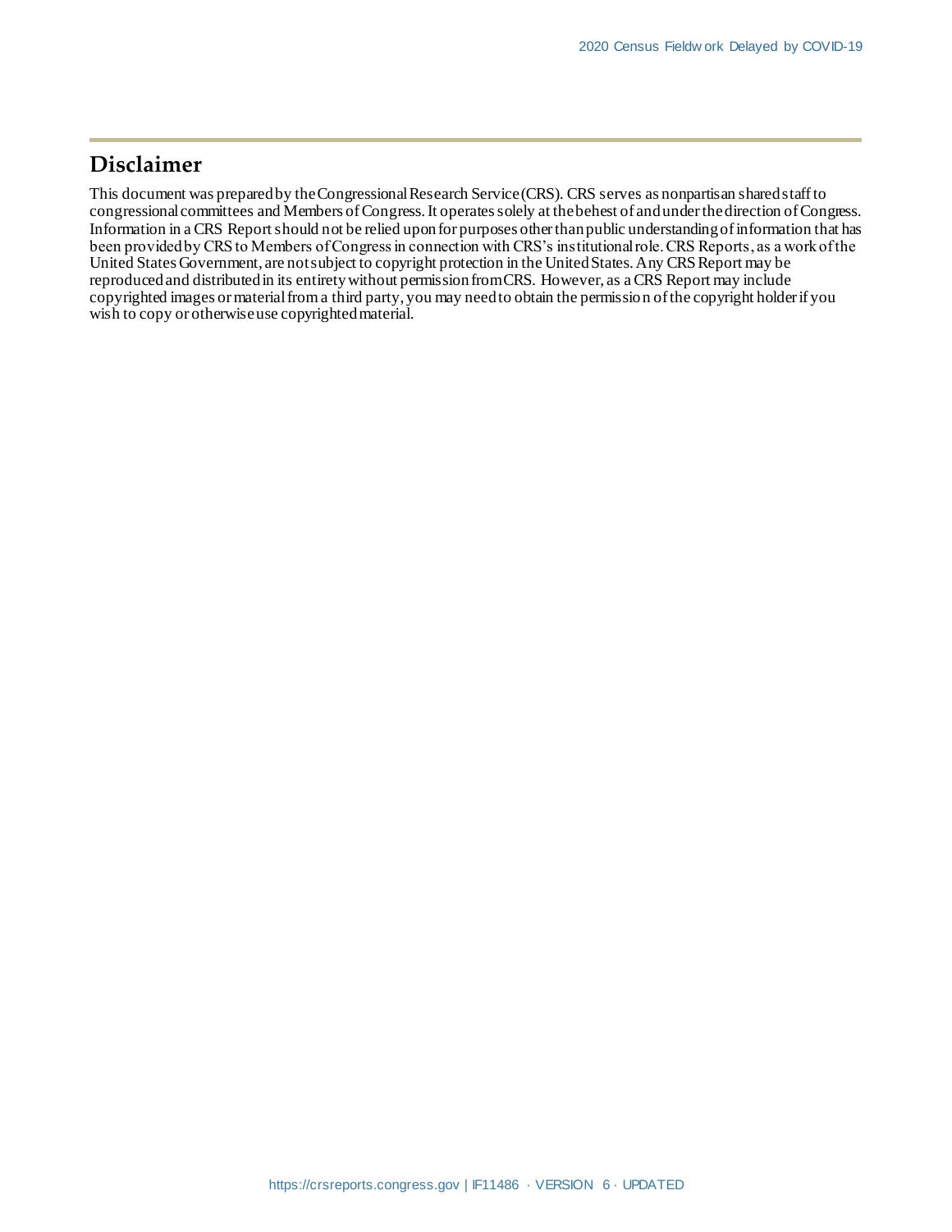## Disclaimer

This document was prepared by the Congressional Research Service (CRS). CRS serves as nonpartisan shared staff to congressional committees and Members of Congress. It operates solely at the behest of and under the direction of Congress. Information in a CRS Report should not be relied upon for purposes other than public understanding of information that has been provided by CRS to Members of Congress in connection with CRS's institutional role. CRS Reports, as a work of the United States Government, are not subject to copyright protection in the United States. Any CRS Report may be reproduced and distributed in its entirety without permission from CRS. However, as a CRS Report may include copyrighted images or material from a third party, you may need to obtain the permission of the copyright holder if you wish to copy or otherwise use copyrighted material.